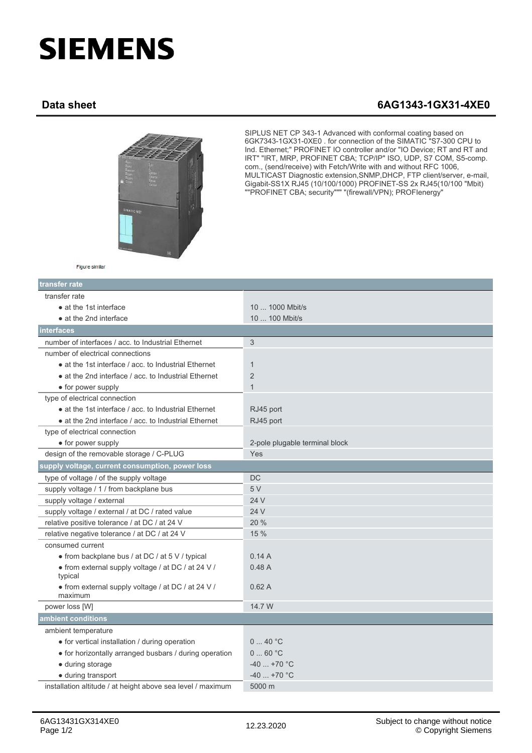# SIEMENS

## Data sheet 6AG1343-1GX31-4XE0

SIPLUS NET CP 343-1 Advanced with conformal coating based on 6GK7343-1GX31-0XE0 . for connection of the SIMATIC "S7-300 CPU to Ind. Ethernet;" PROFINET IO controller and/or "IO Device; RT and RT and IRT" "IRT, MRP, PROFINET CBA; TCP/IP" ISO, UDP, S7 COM, S5-comp. com., (send/receive) with Fetch/Write with and without RFC 1006, MULTICAST Diagnostic extension,SNMP,DHCP, FTP client/server, e-mail, Gigabit-SS1X RJ45 (10/100/1000) PROFINET-SS 2x RJ45(10/100 "Mbit) ""PROFINET CBA; security""" "(firewall/VPN); PROFIenergy"

Figure similar

| transfer rate | |
|---|---|
| transfer rate | |
| • at the 1st interface | 10 ... 1000 Mbit/s |
| • at the 2nd interface | 10 ... 100 Mbit/s |
| **interfaces** | |
| number of interfaces / acc. to Industrial Ethernet | 3 |
| number of electrical connections | |
| • at the 1st interface / acc. to Industrial Ethernet | 1 |
| • at the 2nd interface / acc. to Industrial Ethernet | 2 |
| • for power supply | 1 |
| type of electrical connection | |
| • at the 1st interface / acc. to Industrial Ethernet | RJ45 port |
| • at the 2nd interface / acc. to Industrial Ethernet | RJ45 port |
| type of electrical connection | |
| • for power supply | 2-pole plugable terminal block |
| design of the removable storage / C-PLUG | Yes |
| **supply voltage, current consumption, power loss** | |
| type of voltage / of the supply voltage | DC |
| supply voltage / 1 / from backplane bus | 5 V |
| supply voltage / external | 24 V |
| supply voltage / external / at DC / rated value | 24 V |
| relative positive tolerance / at DC / at 24 V | 20 % |
| relative negative tolerance / at DC / at 24 V | 15 % |
| consumed current | |
| • from backplane bus / at DC / at 5 V / typical | 0.14 A |
| • from external supply voltage / at DC / at 24 V / typical | 0.48 A |
| • from external supply voltage / at DC / at 24 V / maximum | 0.62 A |
| power loss [W] | 14.7 W |
| **ambient conditions** | |
| ambient temperature | |
| • for vertical installation / during operation | 0 ... 40 °C |
| • for horizontally arranged busbars / during operation | 0 ... 60 °C |
| • during storage | -40 ... +70 °C |
| • during transport | -40 ... +70 °C |
| installation altitude / at height above sea level / maximum | 5000 m |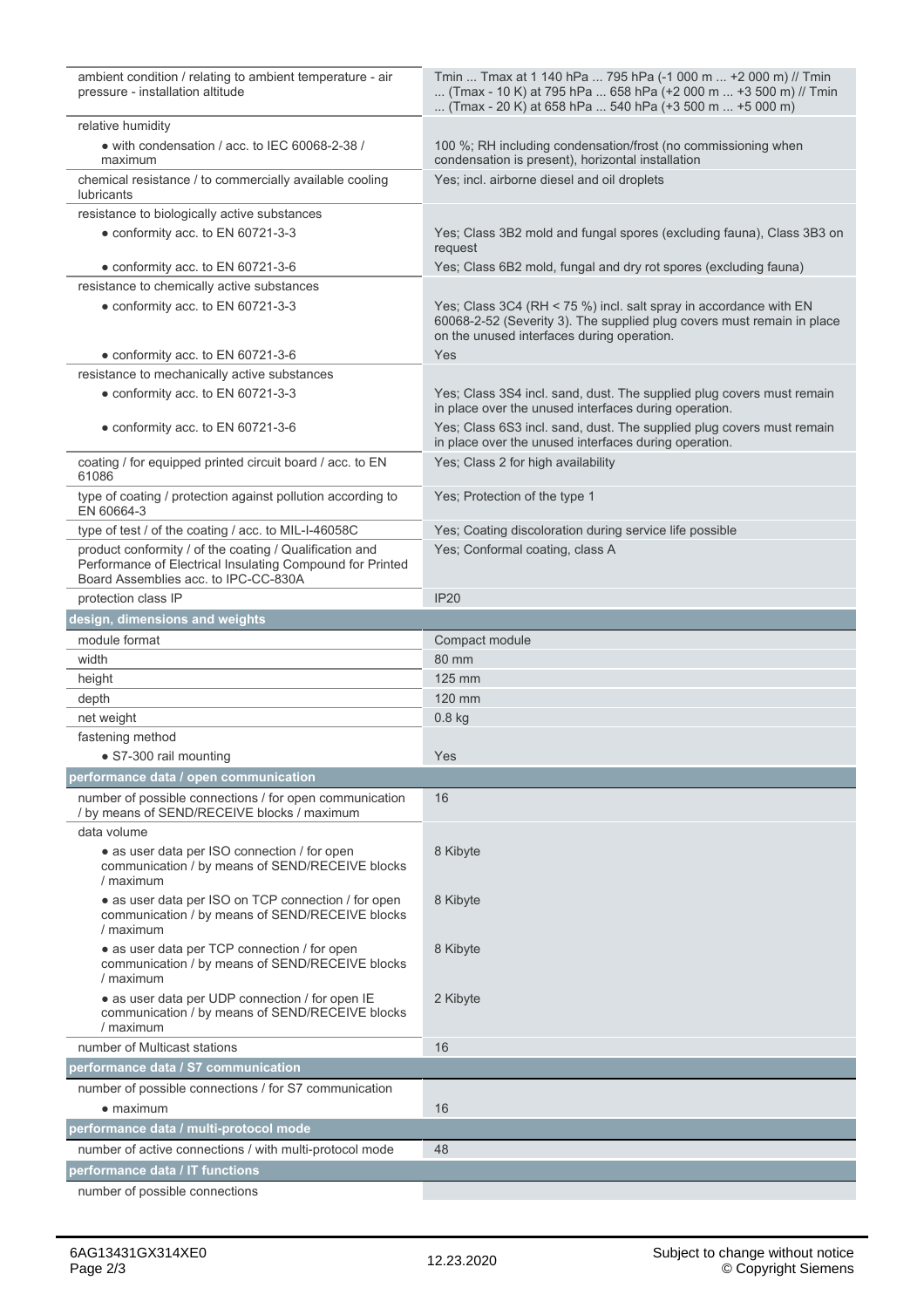| | |
|---|---|
| ambient condition / relating to ambient temperature - air pressure - installation altitude | Tmin ... Tmax at 1 140 hPa ... 795 hPa (-1 000 m ... +2 000 m) // Tmin ... (Tmax - 10 K) at 795 hPa ... 658 hPa (+2 000 m ... +3 500 m) // Tmin ... (Tmax - 20 K) at 658 hPa ... 540 hPa (+3 500 m ... +5 000 m) |
| relative humidity | |
| • with condensation / acc. to IEC 60068-2-38 / maximum | 100 %; RH including condensation/frost (no commissioning when condensation is present), horizontal installation |
| chemical resistance / to commercially available cooling lubricants | Yes; incl. airborne diesel and oil droplets |
| resistance to biologically active substances | |
| • conformity acc. to EN 60721-3-3 | Yes; Class 3B2 mold and fungal spores (excluding fauna), Class 3B3 on request |
| • conformity acc. to EN 60721-3-6 | Yes; Class 6B2 mold, fungal and dry rot spores (excluding fauna) |
| resistance to chemically active substances | |
| • conformity acc. to EN 60721-3-3 | Yes; Class 3C4 (RH < 75 %) incl. salt spray in accordance with EN 60068-2-52 (Severity 3). The supplied plug covers must remain in place on the unused interfaces during operation. |
| • conformity acc. to EN 60721-3-6 | Yes |
| resistance to mechanically active substances | |
| • conformity acc. to EN 60721-3-3 | Yes; Class 3S4 incl. sand, dust. The supplied plug covers must remain in place over the unused interfaces during operation. |
| • conformity acc. to EN 60721-3-6 | Yes; Class 6S3 incl. sand, dust. The supplied plug covers must remain in place over the unused interfaces during operation. |
| coating / for equipped printed circuit board / acc. to EN 61086 | Yes; Class 2 for high availability |
| type of coating / protection against pollution according to EN 60664-3 | Yes; Protection of the type 1 |
| type of test / of the coating / acc. to MIL-I-46058C | Yes; Coating discoloration during service life possible |
| product conformity / of the coating / Qualification and Performance of Electrical Insulating Compound for Printed Board Assemblies acc. to IPC-CC-830A | Yes; Conformal coating, class A |
| protection class IP | IP20 |
| **design, dimensions and weights** | |
| module format | Compact module |
| width | 80 mm |
| height | 125 mm |
| depth | 120 mm |
| net weight | 0.8 kg |
| fastening method | |
| • S7-300 rail mounting | Yes |
| **performance data / open communication** | |
| number of possible connections / for open communication / by means of SEND/RECEIVE blocks / maximum | 16 |
| data volume | |
| • as user data per ISO connection / for open communication / by means of SEND/RECEIVE blocks / maximum | 8 Kibyte |
| • as user data per ISO on TCP connection / for open communication / by means of SEND/RECEIVE blocks / maximum | 8 Kibyte |
| • as user data per TCP connection / for open communication / by means of SEND/RECEIVE blocks / maximum | 8 Kibyte |
| • as user data per UDP connection / for open IE communication / by means of SEND/RECEIVE blocks / maximum | 2 Kibyte |
| number of Multicast stations | 16 |
| **performance data / S7 communication** | |
| number of possible connections / for S7 communication | |
| • maximum | 16 |
| **performance data / multi-protocol mode** | |
| number of active connections / with multi-protocol mode | 48 |
| **performance data / IT functions** | |
| number of possible connections | |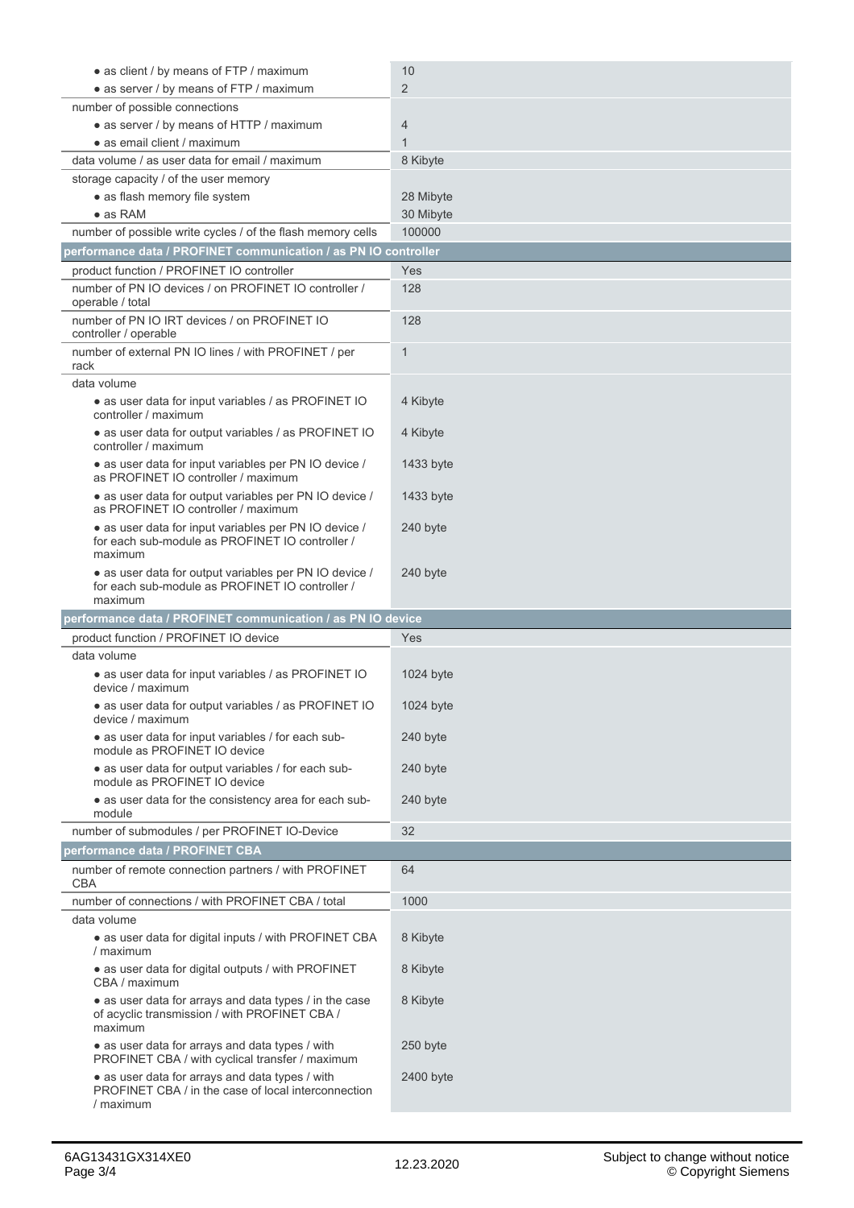| | |
|---|---|
| • as client / by means of FTP / maximum | 10 |
| • as server / by means of FTP / maximum | 2 |
| number of possible connections | |
| • as server / by means of HTTP / maximum | 4 |
| • as email client / maximum | 1 |
| data volume / as user data for email / maximum | 8 Kibyte |
| storage capacity / of the user memory | |
| • as flash memory file system | 28 Mibyte |
| • as RAM | 30 Mibyte |
| number of possible write cycles / of the flash memory cells | 100000 |
| **performance data / PROFINET communication / as PN IO controller** | |
| product function / PROFINET IO controller | Yes |
| number of PN IO devices / on PROFINET IO controller / operable / total | 128 |
| number of PN IO IRT devices / on PROFINET IO controller / operable | 128 |
| number of external PN IO lines / with PROFINET / per rack | 1 |
| data volume | |
| • as user data for input variables / as PROFINET IO controller / maximum | 4 Kibyte |
| • as user data for output variables / as PROFINET IO controller / maximum | 4 Kibyte |
| • as user data for input variables per PN IO device / as PROFINET IO controller / maximum | 1433 byte |
| • as user data for output variables per PN IO device / as PROFINET IO controller / maximum | 1433 byte |
| • as user data for input variables per PN IO device / for each sub-module as PROFINET IO controller / maximum | 240 byte |
| • as user data for output variables per PN IO device / for each sub-module as PROFINET IO controller / maximum | 240 byte |
| **performance data / PROFINET communication / as PN IO device** | |
| product function / PROFINET IO device | Yes |
| data volume | |
| • as user data for input variables / as PROFINET IO device / maximum | 1024 byte |
| • as user data for output variables / as PROFINET IO device / maximum | 1024 byte |
| • as user data for input variables / for each sub-module as PROFINET IO device | 240 byte |
| • as user data for output variables / for each sub-module as PROFINET IO device | 240 byte |
| • as user data for the consistency area for each sub-module | 240 byte |
| number of submodules / per PROFINET IO-Device | 32 |
| **performance data / PROFINET CBA** | |
| number of remote connection partners / with PROFINET CBA | 64 |
| number of connections / with PROFINET CBA / total | 1000 |
| data volume | |
| • as user data for digital inputs / with PROFINET CBA / maximum | 8 Kibyte |
| • as user data for digital outputs / with PROFINET CBA / maximum | 8 Kibyte |
| • as user data for arrays and data types / in the case of acyclic transmission / with PROFINET CBA / maximum | 8 Kibyte |
| • as user data for arrays and data types / with PROFINET CBA / with cyclical transfer / maximum | 250 byte |
| • as user data for arrays and data types / with PROFINET CBA / in the case of local interconnection / maximum | 2400 byte |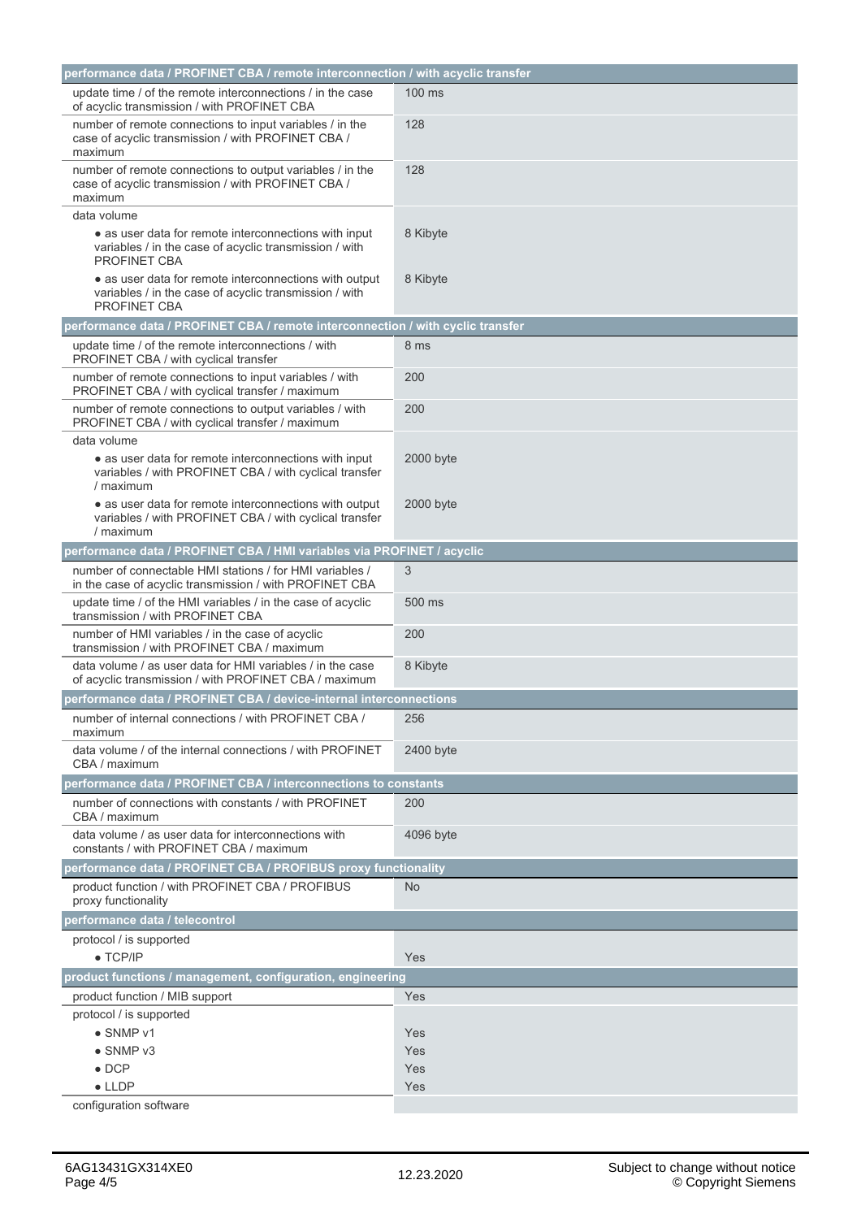| performance data / PROFINET CBA / remote interconnection / with acyclic transfer | |
|---|---|
| update time / of the remote interconnections / in the case of acyclic transmission / with PROFINET CBA | 100 ms |
| number of remote connections to input variables / in the case of acyclic transmission / with PROFINET CBA / maximum | 128 |
| number of remote connections to output variables / in the case of acyclic transmission / with PROFINET CBA / maximum | 128 |
| data volume | |
| • as user data for remote interconnections with input variables / in the case of acyclic transmission / with PROFINET CBA | 8 Kibyte |
| • as user data for remote interconnections with output variables / in the case of acyclic transmission / with PROFINET CBA | 8 Kibyte |
| **performance data / PROFINET CBA / remote interconnection / with cyclic transfer** | |
| update time / of the remote interconnections / with PROFINET CBA / with cyclical transfer | 8 ms |
| number of remote connections to input variables / with PROFINET CBA / with cyclical transfer / maximum | 200 |
| number of remote connections to output variables / with PROFINET CBA / with cyclical transfer / maximum | 200 |
| data volume | |
| • as user data for remote interconnections with input variables / with PROFINET CBA / with cyclical transfer / maximum | 2000 byte |
| • as user data for remote interconnections with output variables / with PROFINET CBA / with cyclical transfer / maximum | 2000 byte |
| **performance data / PROFINET CBA / HMI variables via PROFINET / acyclic** | |
| number of connectable HMI stations / for HMI variables / in the case of acyclic transmission / with PROFINET CBA | 3 |
| update time / of the HMI variables / in the case of acyclic transmission / with PROFINET CBA | 500 ms |
| number of HMI variables / in the case of acyclic transmission / with PROFINET CBA / maximum | 200 |
| data volume / as user data for HMI variables / in the case of acyclic transmission / with PROFINET CBA / maximum | 8 Kibyte |
| **performance data / PROFINET CBA / device-internal interconnections** | |
| number of internal connections / with PROFINET CBA / maximum | 256 |
| data volume / of the internal connections / with PROFINET CBA / maximum | 2400 byte |
| **performance data / PROFINET CBA / interconnections to constants** | |
| number of connections with constants / with PROFINET CBA / maximum | 200 |
| data volume / as user data for interconnections with constants / with PROFINET CBA / maximum | 4096 byte |
| **performance data / PROFINET CBA / PROFIBUS proxy functionality** | |
| product function / with PROFINET CBA / PROFIBUS proxy functionality | No |
| **performance data / telecontrol** | |
| protocol / is supported | |
| • TCP/IP | Yes |
| **product functions / management, configuration, engineering** | |
| product function / MIB support | Yes |
| protocol / is supported | |
| • SNMP v1 | Yes |
| • SNMP v3 | Yes |
| • DCP | Yes |
| • LLDP | Yes |
| configuration software | |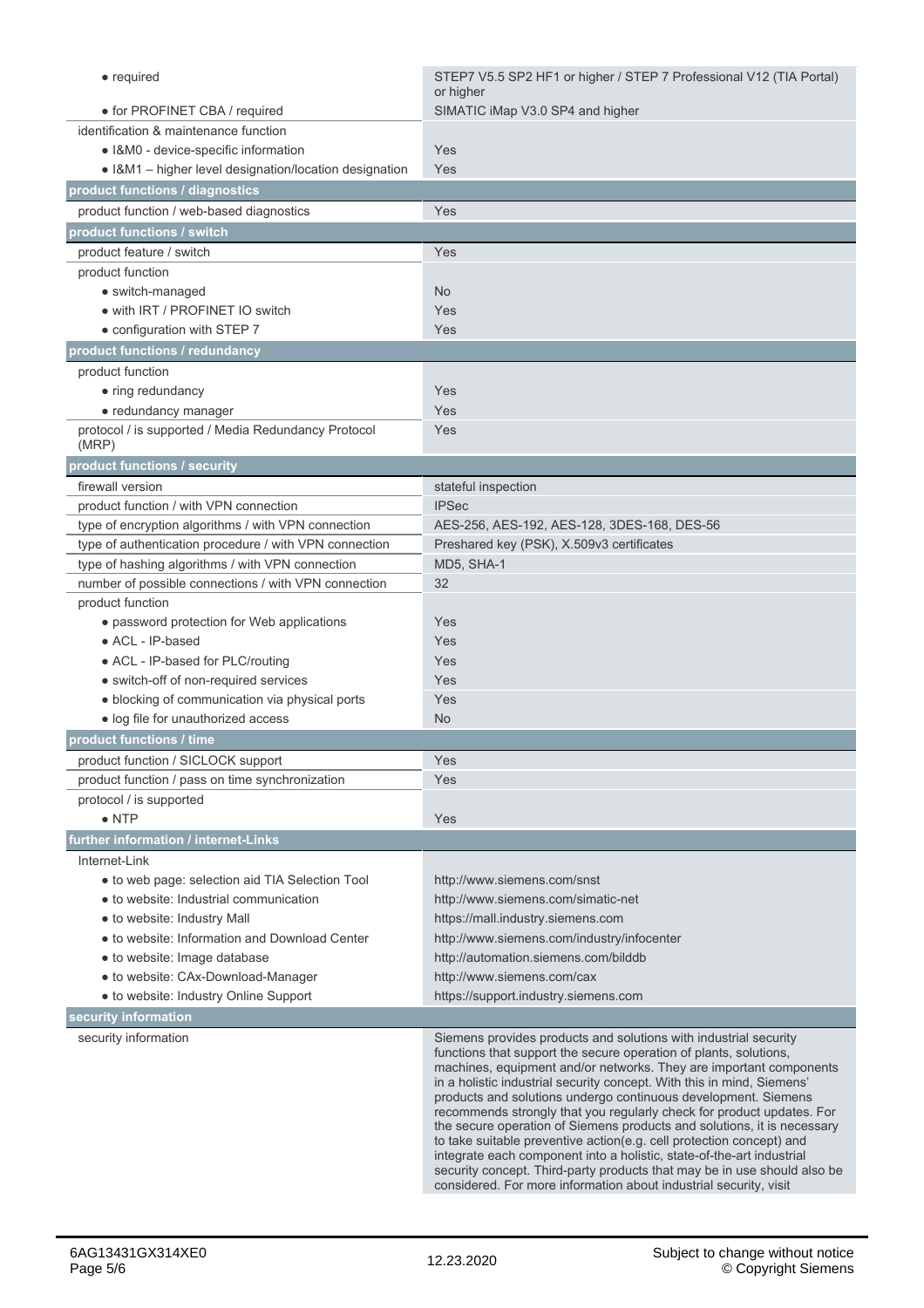| | |
|---|---|
| • required | STEP7 V5.5 SP2 HF1 or higher / STEP 7 Professional V12 (TIA Portal) or higher |
| • for PROFINET CBA / required | SIMATIC iMap V3.0 SP4 and higher |
| identification & maintenance function | |
| • I&M0 - device-specific information | Yes |
| • I&M1 – higher level designation/location designation | Yes |
| **product functions / diagnostics** | |
| product function / web-based diagnostics | Yes |
| **product functions / switch** | |
| product feature / switch | Yes |
| product function | |
| • switch-managed | No |
| • with IRT / PROFINET IO switch | Yes |
| • configuration with STEP 7 | Yes |
| **product functions / redundancy** | |
| product function | |
| • ring redundancy | Yes |
| • redundancy manager | Yes |
| protocol / is supported / Media Redundancy Protocol (MRP) | Yes |
| **product functions / security** | |
| firewall version | stateful inspection |
| product function / with VPN connection | IPSec |
| type of encryption algorithms / with VPN connection | AES-256, AES-192, AES-128, 3DES-168, DES-56 |
| type of authentication procedure / with VPN connection | Preshared key (PSK), X.509v3 certificates |
| type of hashing algorithms / with VPN connection | MD5, SHA-1 |
| number of possible connections / with VPN connection | 32 |
| product function | |
| • password protection for Web applications | Yes |
| • ACL - IP-based | Yes |
| • ACL - IP-based for PLC/routing | Yes |
| • switch-off of non-required services | Yes |
| • blocking of communication via physical ports | Yes |
| • log file for unauthorized access | No |
| **product functions / time** | |
| product function / SICLOCK support | Yes |
| product function / pass on time synchronization | Yes |
| protocol / is supported | |
| • NTP | Yes |
| **further information / internet-Links** | |
| Internet-Link | |
| • to web page: selection aid TIA Selection Tool | http://www.siemens.com/snst |
| • to website: Industrial communication | http://www.siemens.com/simatic-net |
| • to website: Industry Mall | https://mall.industry.siemens.com |
| • to website: Information and Download Center | http://www.siemens.com/industry/infocenter |
| • to website: Image database | http://automation.siemens.com/bilddb |
| • to website: CAx-Download-Manager | http://www.siemens.com/cax |
| • to website: Industry Online Support | https://support.industry.siemens.com |
| **security information** | |
| security information | Siemens provides products and solutions with industrial security functions that support the secure operation of plants, solutions, machines, equipment and/or networks. They are important components in a holistic industrial security concept. With this in mind, Siemens' products and solutions undergo continuous development. Siemens recommends strongly that you regularly check for product updates. For the secure operation of Siemens products and solutions, it is necessary to take suitable preventive action(e.g. cell protection concept) and integrate each component into a holistic, state-of-the-art industrial security concept. Third-party products that may be in use should also be considered. For more information about industrial security, visit |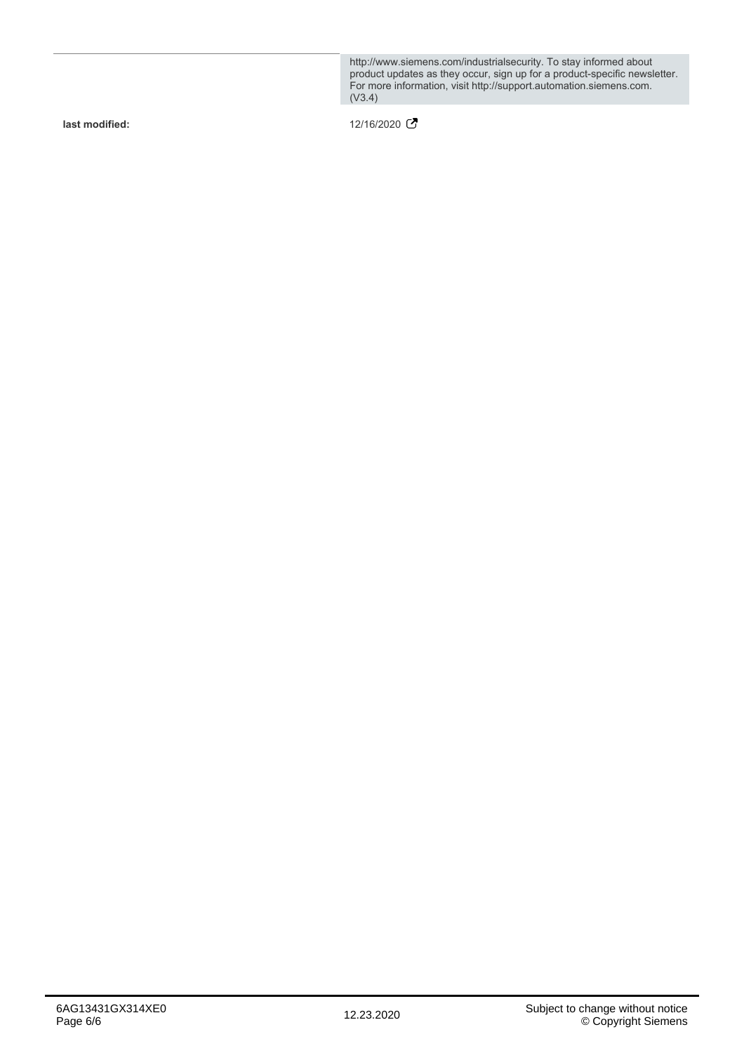| | |
|---|---|
| | http://www.siemens.com/industrialsecurity. To stay informed about product updates as they occur, sign up for a product-specific newsletter. For more information, visit http://support.automation.siemens.com. (V3.4) |
| **last modified:** | 12/16/2020 |